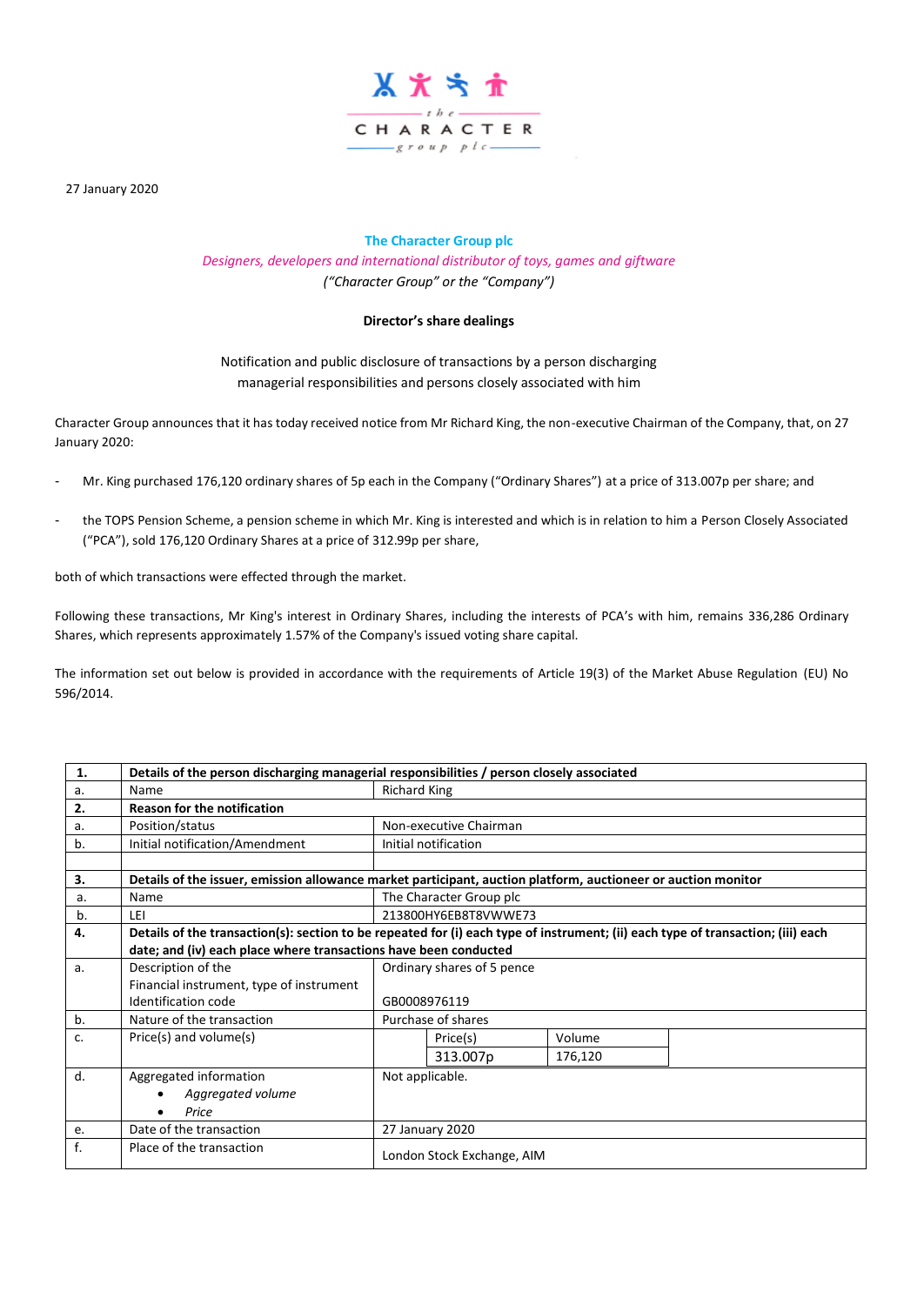27 January 2020

**The Character Group plc**

*Designers, developers and international distributor of toys, games and giftware*

*("Character Group" or the "Company")*

**Director's share dealings**

Notification and public disclosure of transactions by a person discharging managerial responsibilities and persons closely associated with him

Character Group announces that it has today received notice from Mr Richard King, the non-executive Chairman of the Company, that, on 27 January 2020:

- Mr. King purchased 176,120 ordinary shares of 5p each in the Company ("Ordinary Shares") at a price of 313.007p per share; and
- the TOPS Pension Scheme, a pension scheme in which Mr. King is interested and which is in relation to him a Person Closely Associated ("PCA"), sold 176,120 Ordinary Shares at a price of 312.99p per share,

both of which transactions were effected through the market.

Following these transactions, Mr King's interest in Ordinary Shares, including the interests of PCA's with him, remains 336,286 Ordinary Shares, which represents approximately 1.57% of the Company's issued voting share capital.

The information set out below is provided in accordance with the requirements of Article 19(3) of the Market Abuse Regulation (EU) No 596/2014.

| | | |
|---|---|---|
| **1.** | **Details of the person discharging managerial responsibilities / person closely associated** | |
| a. | Name | Richard King |
| **2.** | **Reason for the notification** | |
| a. | Position/status | Non-executive Chairman |
| b. | Initial notification/Amendment | Initial notification |
| | | |
| **3.** | **Details of the issuer, emission allowance market participant, auction platform, auctioneer or auction monitor** | |
| a. | Name | The Character Group plc |
| b. | LEI | 213800HY6EB8T8VWWE73 |
| **4.** | **Details of the transaction(s): section to be repeated for (i) each type of instrument; (ii) each type of transaction; (iii) each date; and (iv) each place where transactions have been conducted** | |
| a. | Description of the Financial instrument, type of instrument<br>Identification code | Ordinary shares of 5 pence<br><br>GB0008976119 |
| b. | Nature of the transaction | Purchase of shares |
| c. | Price(s) and volume(s) | Price(s): 313.007p<br>Volume: 176,120 |
| d. | Aggregated information<br>• *Aggregated volume*<br>• *Price* | Not applicable. |
| e. | Date of the transaction | 27 January 2020 |
| f. | Place of the transaction | London Stock Exchange, AIM |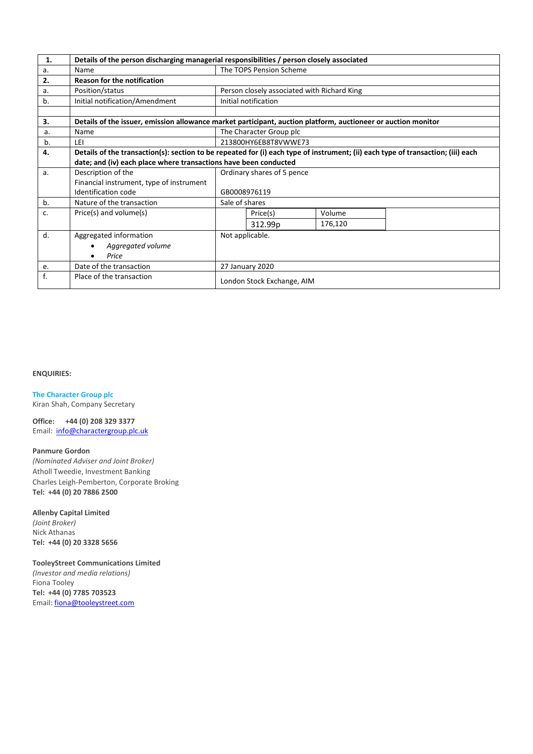| | | |
|---|---|---|
| **1.** | **Details of the person discharging managerial responsibilities / person closely associated** | |
| a. | Name | The TOPS Pension Scheme |
| **2.** | **Reason for the notification** | |
| a. | Position/status | Person closely associated with Richard King |
| b. | Initial notification/Amendment | Initial notification |
| | | |
| **3.** | **Details of the issuer, emission allowance market participant, auction platform, auctioneer or auction monitor** | |
| a. | Name | The Character Group plc |
| b. | LEI | 213800HY6EB8T8VWWE73 |
| **4.** | **Details of the transaction(s): section to be repeated for (i) each type of instrument; (ii) each type of transaction; (iii) each date; and (iv) each place where transactions have been conducted** | |
| a. | Description of the Financial instrument, type of instrument Identification code | Ordinary shares of 5 pence<br><br>GB0008976119 |
| b. | Nature of the transaction | Sale of shares |
| c. | Price(s) and volume(s) | Price(s): 312.99p / Volume: 176,120 |
| d. | Aggregated information<br>• *Aggregated volume*<br>• *Price* | Not applicable. |
| e. | Date of the transaction | 27 January 2020 |
| f. | Place of the transaction | London Stock Exchange, AIM |

**ENQUIRIES:**

**The Character Group plc**
Kiran Shah, Company Secretary

**Office: +44 (0) 208 329 3377**
Email: info@charactergroup.plc.uk

**Panmure Gordon**
*(Nominated Adviser and Joint Broker)*
Atholl Tweedie, Investment Banking
Charles Leigh-Pemberton, Corporate Broking
**Tel: +44 (0) 20 7886 2500**

**Allenby Capital Limited**
*(Joint Broker)*
Nick Athanas
**Tel: +44 (0) 20 3328 5656**

**TooleyStreet Communications Limited**
*(Investor and media relations)*
Fiona Tooley
**Tel: +44 (0) 7785 703523**
Email: fiona@tooleystreet.com